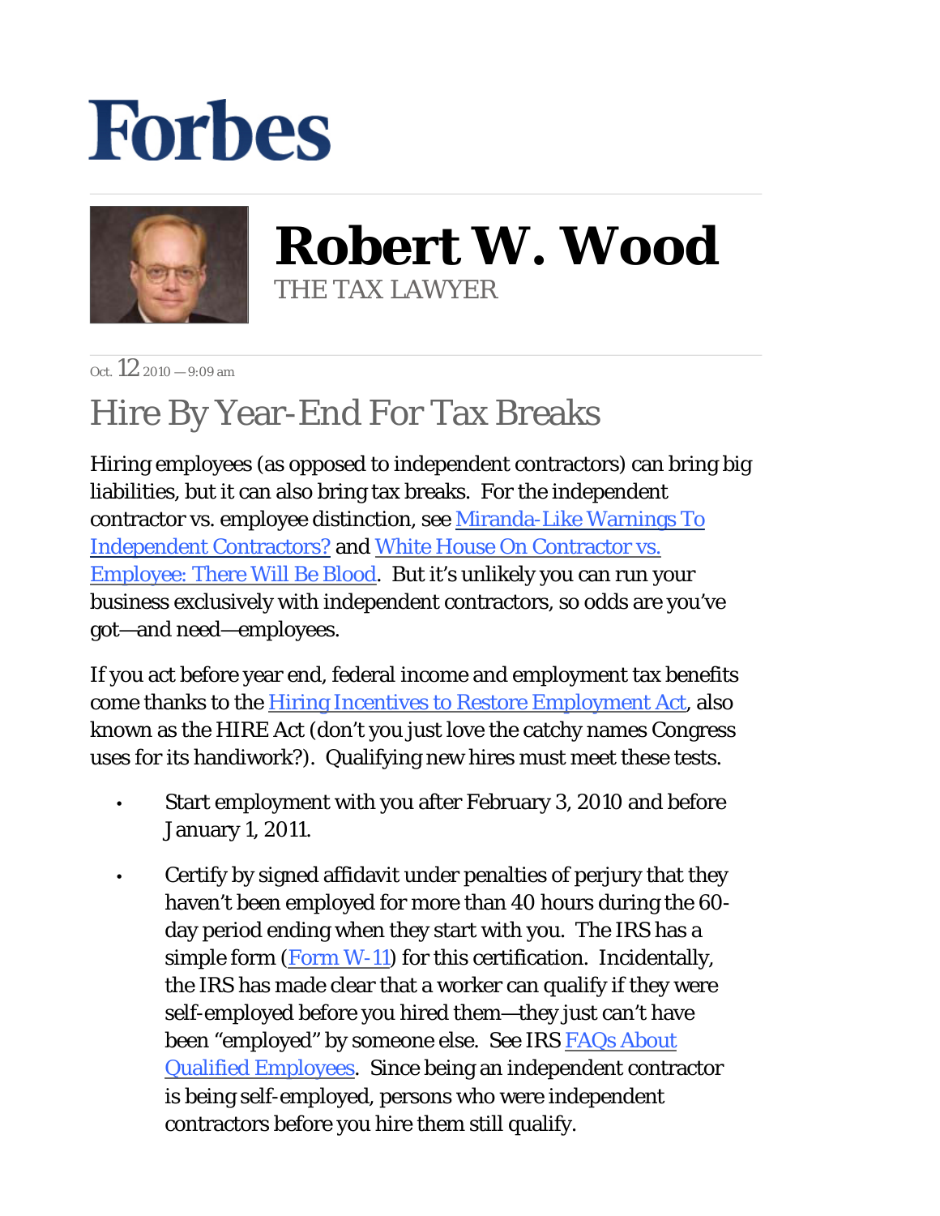# Forbes

**Robert W. Wood**
THE TAX LAWYER

Oct. 12 2010 — 9:09 am

## Hire By Year-End For Tax Breaks

Hiring employees (as opposed to independent contractors) can bring big liabilities, but it can also bring tax breaks. For the independent contractor vs. employee distinction, see Miranda-Like Warnings To Independent Contractors? and White House On Contractor vs. Employee: There Will Be Blood. But it's unlikely you can run your business exclusively with independent contractors, so odds are you've got—and need—employees.

If you act before year end, federal income and employment tax benefits come thanks to the Hiring Incentives to Restore Employment Act, also known as the HIRE Act (don't you just love the catchy names Congress uses for its handiwork?). Qualifying new hires must meet these tests.

- Start employment with you after February 3, 2010 and before January 1, 2011.
- Certify by signed affidavit under penalties of perjury that they haven't been employed for more than 40 hours during the 60-day period ending when they start with you. The IRS has a simple form (Form W-11) for this certification. Incidentally, the IRS has made clear that a worker can qualify if they were self-employed before you hired them—they just can't have been "employed" by someone else. See IRS FAQs About Qualified Employees. Since being an independent contractor is being self-employed, persons who were independent contractors before you hire them still qualify.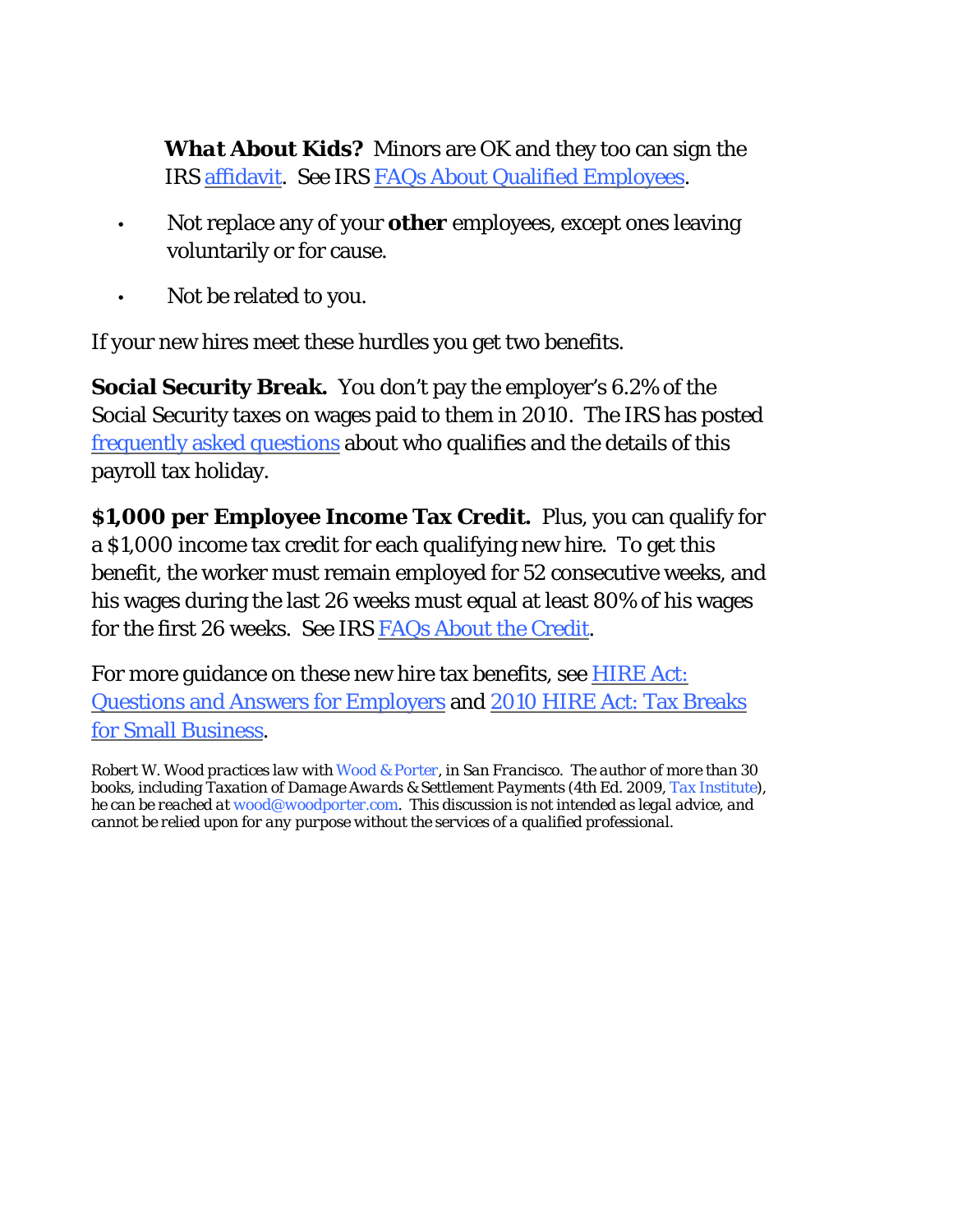***What About Kids?*** Minors are OK and they too can sign the IRS affidavit. See IRS FAQs About Qualified Employees.

- Not replace any of your **other** employees, except ones leaving voluntarily or for cause.
- Not be related to you.

If your new hires meet these hurdles you get two benefits.

**Social Security Break.** You don't pay the employer's 6.2% of the Social Security taxes on wages paid to them in 2010. The IRS has posted frequently asked questions about who qualifies and the details of this payroll tax holiday.

**$1,000 per Employee Income Tax Credit.** Plus, you can qualify for a $1,000 income tax credit for each qualifying new hire. To get this benefit, the worker must remain employed for 52 consecutive weeks, and his wages during the last 26 weeks must equal at least 80% of his wages for the first 26 weeks. See IRS FAQs About the Credit.

For more guidance on these new hire tax benefits, see HIRE Act: Questions and Answers for Employers and 2010 HIRE Act: Tax Breaks for Small Business.

*Robert W. Wood practices law with Wood & Porter, in San Francisco. The author of more than 30 books, including Taxation of Damage Awards & Settlement Payments (4th Ed. 2009, Tax Institute), he can be reached at wood@woodporter.com. This discussion is not intended as legal advice, and cannot be relied upon for any purpose without the services of a qualified professional.*